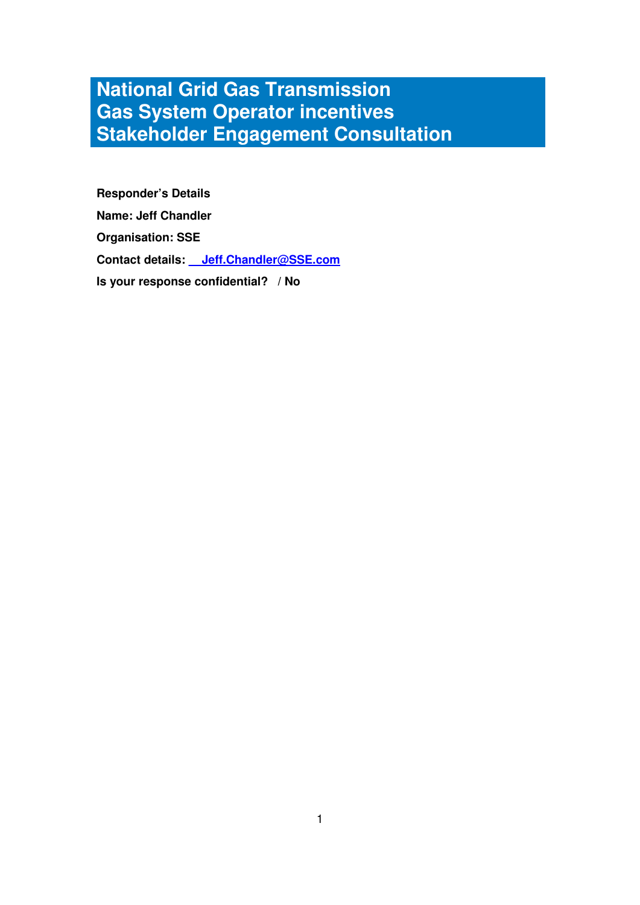# National Grid Gas Transmission
# Gas System Operator incentives
# Stakeholder Engagement Consultation

**Responder's Details**

**Name: Jeff Chandler**

**Organisation: SSE**

**Contact details: Jeff.Chandler@SSE.com**

**Is your response confidential? / No**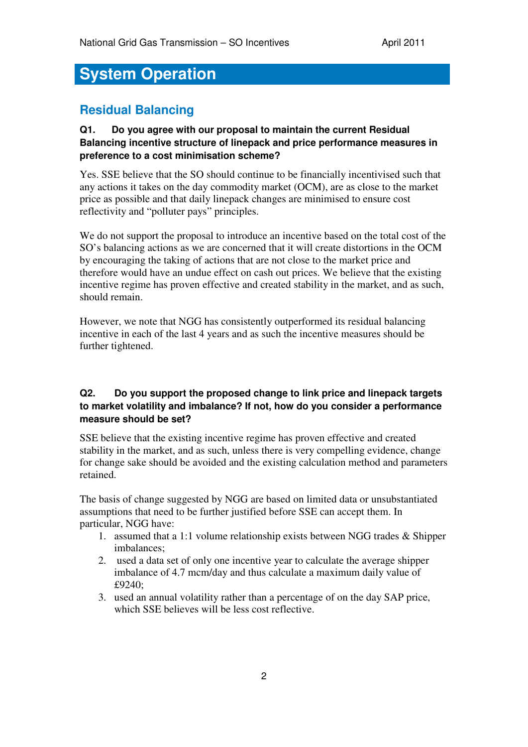# System Operation

## Residual Balancing

**Q1. Do you agree with our proposal to maintain the current Residual Balancing incentive structure of linepack and price performance measures in preference to a cost minimisation scheme?**

Yes. SSE believe that the SO should continue to be financially incentivised such that any actions it takes on the day commodity market (OCM), are as close to the market price as possible and that daily linepack changes are minimised to ensure cost reflectivity and "polluter pays" principles.

We do not support the proposal to introduce an incentive based on the total cost of the SO's balancing actions as we are concerned that it will create distortions in the OCM by encouraging the taking of actions that are not close to the market price and therefore would have an undue effect on cash out prices. We believe that the existing incentive regime has proven effective and created stability in the market, and as such, should remain.

However, we note that NGG has consistently outperformed its residual balancing incentive in each of the last 4 years and as such the incentive measures should be further tightened.

**Q2. Do you support the proposed change to link price and linepack targets to market volatility and imbalance? If not, how do you consider a performance measure should be set?**

SSE believe that the existing incentive regime has proven effective and created stability in the market, and as such, unless there is very compelling evidence, change for change sake should be avoided and the existing calculation method and parameters retained.

The basis of change suggested by NGG are based on limited data or unsubstantiated assumptions that need to be further justified before SSE can accept them. In particular, NGG have:

1. assumed that a 1:1 volume relationship exists between NGG trades & Shipper imbalances;
2. used a data set of only one incentive year to calculate the average shipper imbalance of 4.7 mcm/day and thus calculate a maximum daily value of £9240;
3. used an annual volatility rather than a percentage of on the day SAP price, which SSE believes will be less cost reflective.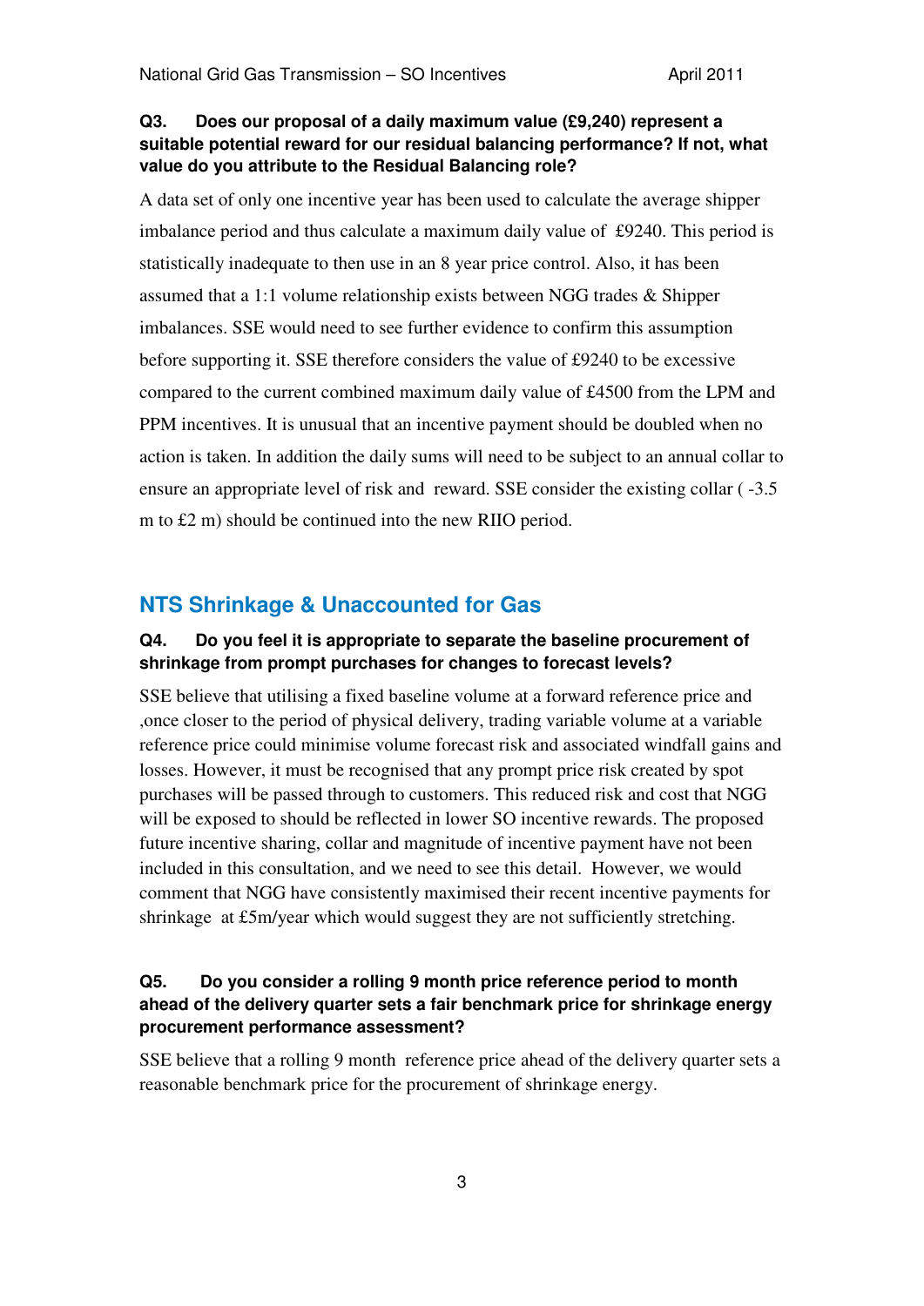**Q3. Does our proposal of a daily maximum value (£9,240) represent a suitable potential reward for our residual balancing performance? If not, what value do you attribute to the Residual Balancing role?**

A data set of only one incentive year has been used to calculate the average shipper imbalance period and thus calculate a maximum daily value of £9240. This period is statistically inadequate to then use in an 8 year price control. Also, it has been assumed that a 1:1 volume relationship exists between NGG trades & Shipper imbalances. SSE would need to see further evidence to confirm this assumption before supporting it. SSE therefore considers the value of £9240 to be excessive compared to the current combined maximum daily value of £4500 from the LPM and PPM incentives. It is unusual that an incentive payment should be doubled when no action is taken. In addition the daily sums will need to be subject to an annual collar to ensure an appropriate level of risk and reward. SSE consider the existing collar ( -3.5 m to £2 m) should be continued into the new RIIO period.

## NTS Shrinkage & Unaccounted for Gas

**Q4. Do you feel it is appropriate to separate the baseline procurement of shrinkage from prompt purchases for changes to forecast levels?**

SSE believe that utilising a fixed baseline volume at a forward reference price and ,once closer to the period of physical delivery, trading variable volume at a variable reference price could minimise volume forecast risk and associated windfall gains and losses. However, it must be recognised that any prompt price risk created by spot purchases will be passed through to customers. This reduced risk and cost that NGG will be exposed to should be reflected in lower SO incentive rewards. The proposed future incentive sharing, collar and magnitude of incentive payment have not been included in this consultation, and we need to see this detail. However, we would comment that NGG have consistently maximised their recent incentive payments for shrinkage at £5m/year which would suggest they are not sufficiently stretching.

**Q5. Do you consider a rolling 9 month price reference period to month ahead of the delivery quarter sets a fair benchmark price for shrinkage energy procurement performance assessment?**

SSE believe that a rolling 9 month reference price ahead of the delivery quarter sets a reasonable benchmark price for the procurement of shrinkage energy.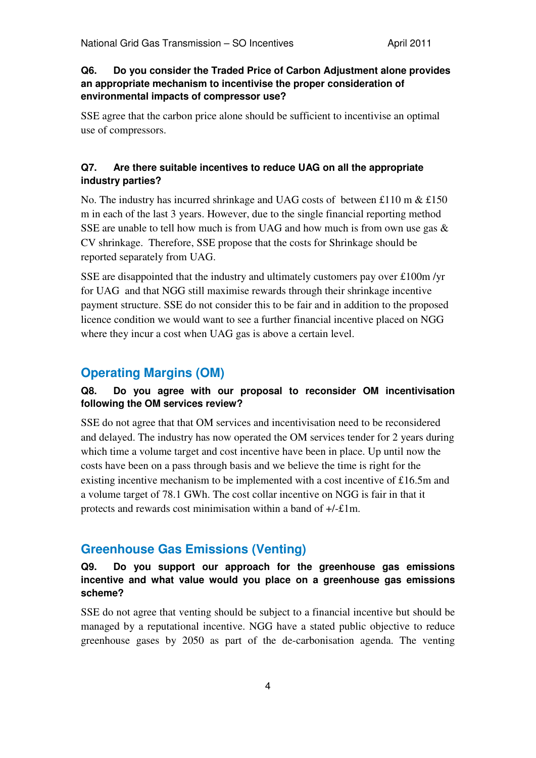**Q6. Do you consider the Traded Price of Carbon Adjustment alone provides an appropriate mechanism to incentivise the proper consideration of environmental impacts of compressor use?**

SSE agree that the carbon price alone should be sufficient to incentivise an optimal use of compressors.

**Q7. Are there suitable incentives to reduce UAG on all the appropriate industry parties?**

No. The industry has incurred shrinkage and UAG costs of between £110 m & £150 m in each of the last 3 years. However, due to the single financial reporting method SSE are unable to tell how much is from UAG and how much is from own use gas & CV shrinkage. Therefore, SSE propose that the costs for Shrinkage should be reported separately from UAG.

SSE are disappointed that the industry and ultimately customers pay over £100m /yr for UAG and that NGG still maximise rewards through their shrinkage incentive payment structure. SSE do not consider this to be fair and in addition to the proposed licence condition we would want to see a further financial incentive placed on NGG where they incur a cost when UAG gas is above a certain level.

## Operating Margins (OM)

**Q8. Do you agree with our proposal to reconsider OM incentivisation following the OM services review?**

SSE do not agree that that OM services and incentivisation need to be reconsidered and delayed. The industry has now operated the OM services tender for 2 years during which time a volume target and cost incentive have been in place. Up until now the costs have been on a pass through basis and we believe the time is right for the existing incentive mechanism to be implemented with a cost incentive of £16.5m and a volume target of 78.1 GWh. The cost collar incentive on NGG is fair in that it protects and rewards cost minimisation within a band of +/-£1m.

## Greenhouse Gas Emissions (Venting)

**Q9. Do you support our approach for the greenhouse gas emissions incentive and what value would you place on a greenhouse gas emissions scheme?**

SSE do not agree that venting should be subject to a financial incentive but should be managed by a reputational incentive. NGG have a stated public objective to reduce greenhouse gases by 2050 as part of the de-carbonisation agenda. The venting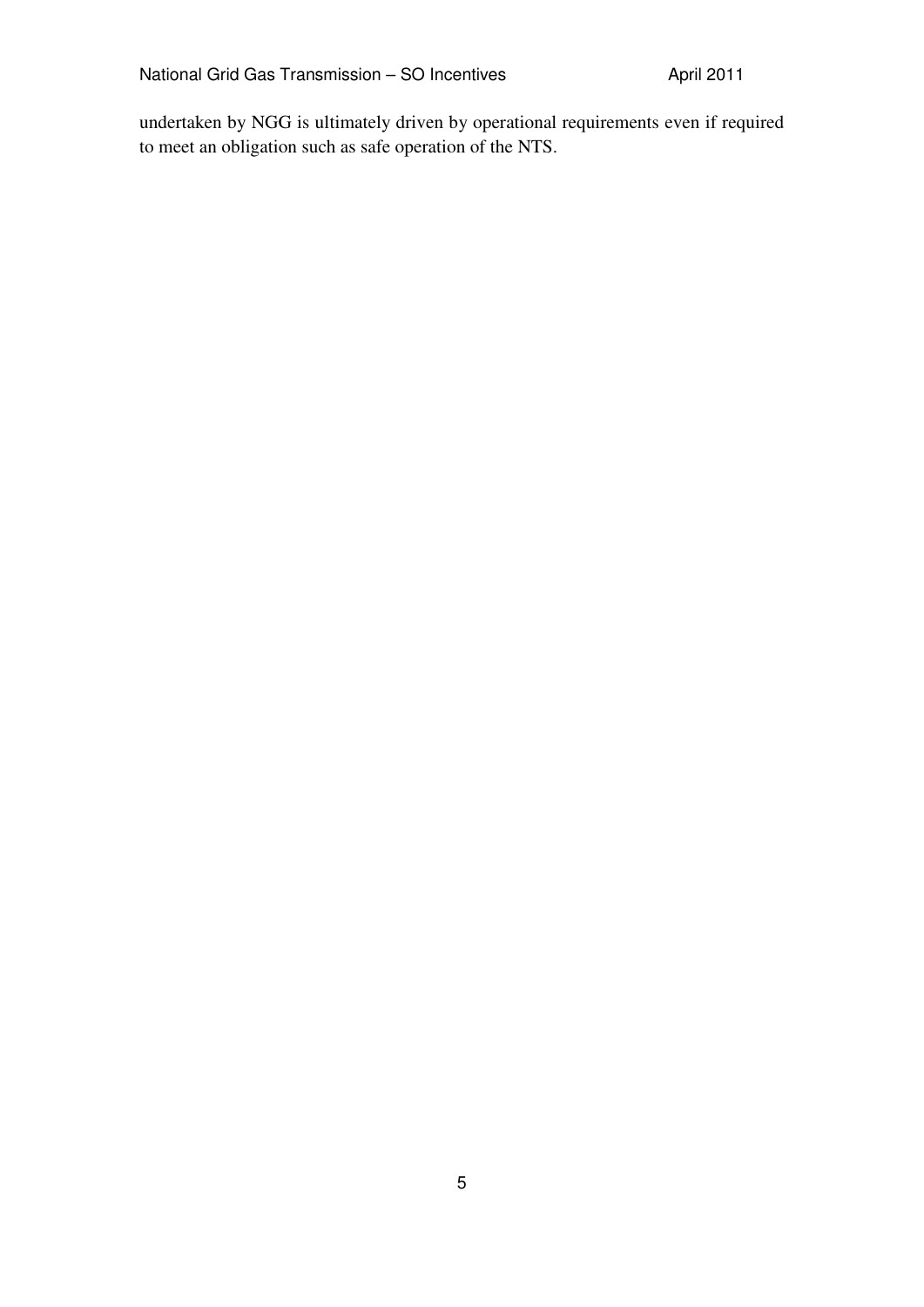undertaken by NGG is ultimately driven by operational requirements even if required to meet an obligation such as safe operation of the NTS.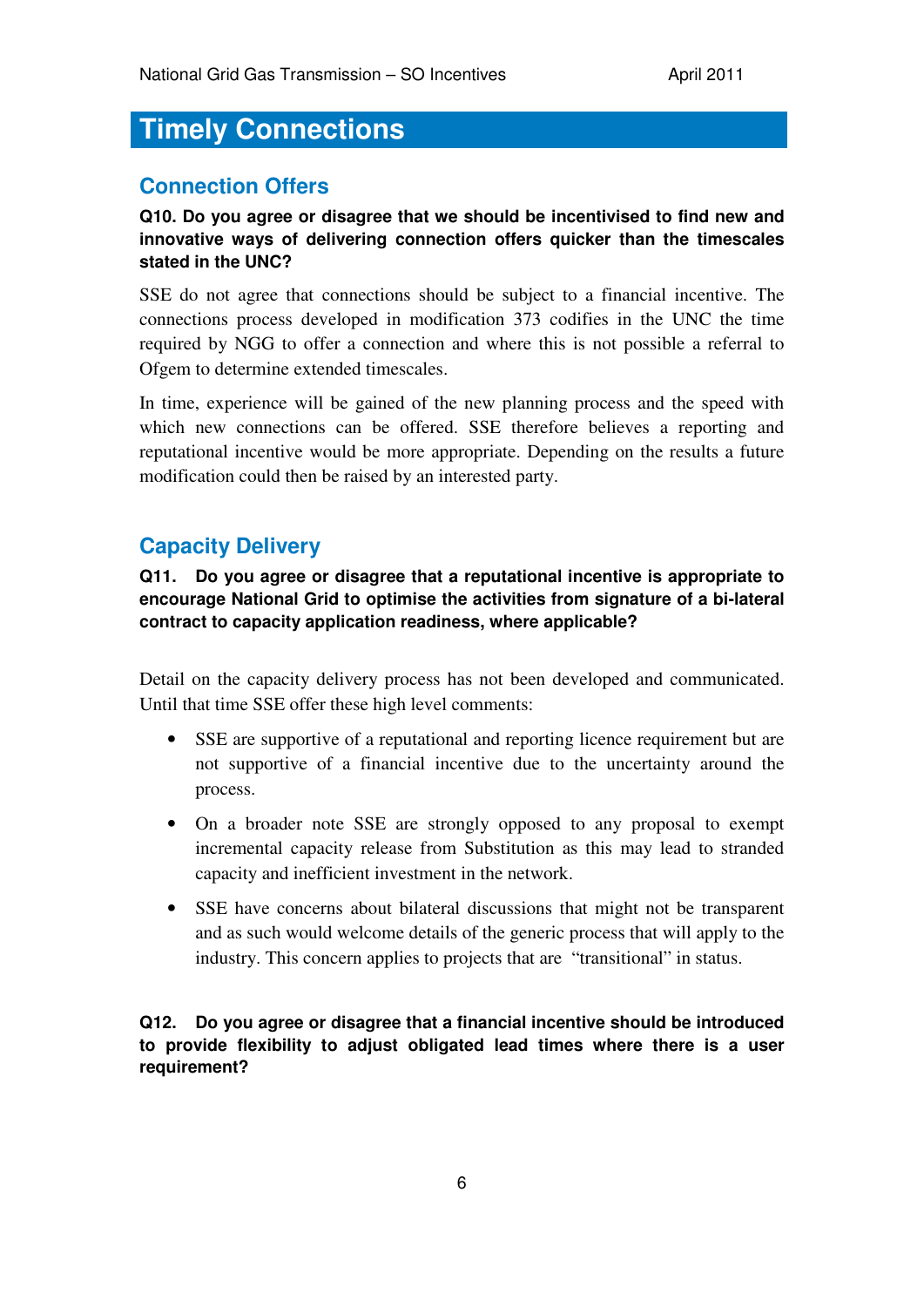# Timely Connections

## Connection Offers

**Q10. Do you agree or disagree that we should be incentivised to find new and innovative ways of delivering connection offers quicker than the timescales stated in the UNC?**

SSE do not agree that connections should be subject to a financial incentive. The connections process developed in modification 373 codifies in the UNC the time required by NGG to offer a connection and where this is not possible a referral to Ofgem to determine extended timescales.

In time, experience will be gained of the new planning process and the speed with which new connections can be offered. SSE therefore believes a reporting and reputational incentive would be more appropriate. Depending on the results a future modification could then be raised by an interested party.

## Capacity Delivery

**Q11. Do you agree or disagree that a reputational incentive is appropriate to encourage National Grid to optimise the activities from signature of a bi-lateral contract to capacity application readiness, where applicable?**

Detail on the capacity delivery process has not been developed and communicated. Until that time SSE offer these high level comments:

- SSE are supportive of a reputational and reporting licence requirement but are not supportive of a financial incentive due to the uncertainty around the process.
- On a broader note SSE are strongly opposed to any proposal to exempt incremental capacity release from Substitution as this may lead to stranded capacity and inefficient investment in the network.
- SSE have concerns about bilateral discussions that might not be transparent and as such would welcome details of the generic process that will apply to the industry. This concern applies to projects that are "transitional" in status.

**Q12. Do you agree or disagree that a financial incentive should be introduced to provide flexibility to adjust obligated lead times where there is a user requirement?**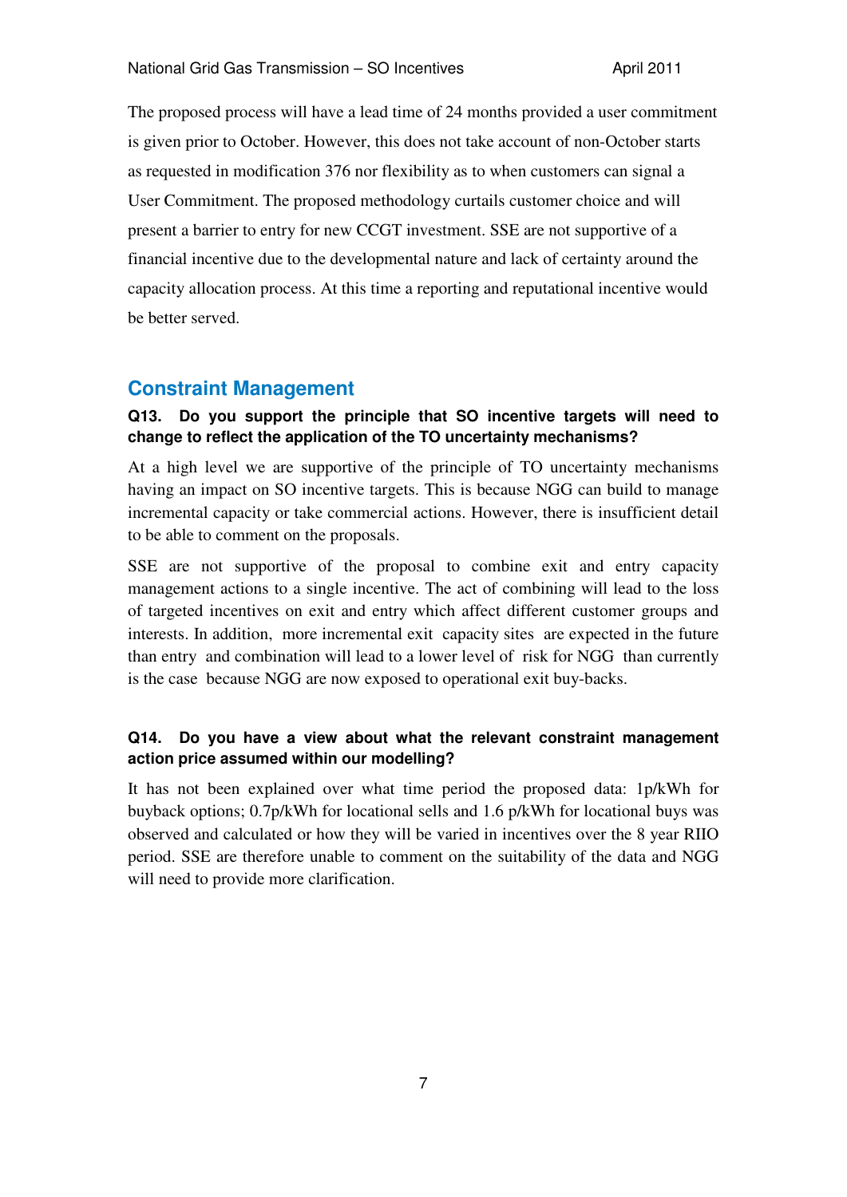The proposed process will have a lead time of 24 months provided a user commitment is given prior to October. However, this does not take account of non-October starts as requested in modification 376 nor flexibility as to when customers can signal a User Commitment. The proposed methodology curtails customer choice and will present a barrier to entry for new CCGT investment. SSE are not supportive of a financial incentive due to the developmental nature and lack of certainty around the capacity allocation process. At this time a reporting and reputational incentive would be better served.

## Constraint Management

**Q13. Do you support the principle that SO incentive targets will need to change to reflect the application of the TO uncertainty mechanisms?**

At a high level we are supportive of the principle of TO uncertainty mechanisms having an impact on SO incentive targets. This is because NGG can build to manage incremental capacity or take commercial actions. However, there is insufficient detail to be able to comment on the proposals.

SSE are not supportive of the proposal to combine exit and entry capacity management actions to a single incentive. The act of combining will lead to the loss of targeted incentives on exit and entry which affect different customer groups and interests. In addition, more incremental exit capacity sites are expected in the future than entry and combination will lead to a lower level of risk for NGG than currently is the case because NGG are now exposed to operational exit buy-backs.

**Q14. Do you have a view about what the relevant constraint management action price assumed within our modelling?**

It has not been explained over what time period the proposed data: 1p/kWh for buyback options; 0.7p/kWh for locational sells and 1.6 p/kWh for locational buys was observed and calculated or how they will be varied in incentives over the 8 year RIIO period. SSE are therefore unable to comment on the suitability of the data and NGG will need to provide more clarification.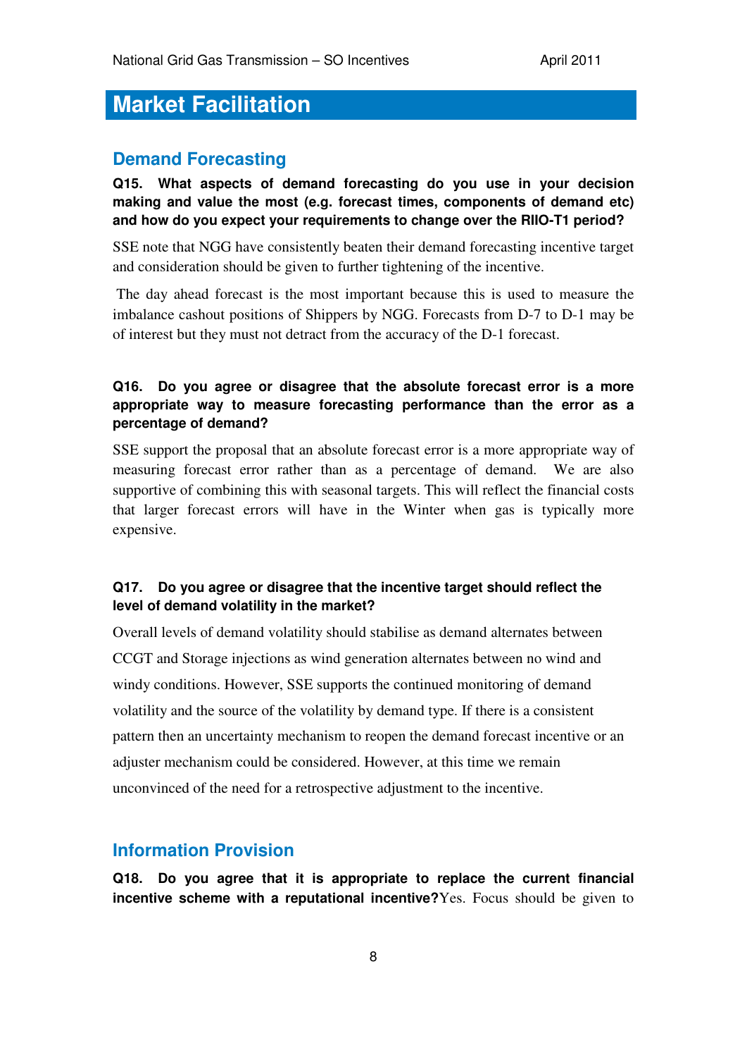# Market Facilitation

## Demand Forecasting

**Q15. What aspects of demand forecasting do you use in your decision making and value the most (e.g. forecast times, components of demand etc) and how do you expect your requirements to change over the RIIO-T1 period?**

SSE note that NGG have consistently beaten their demand forecasting incentive target and consideration should be given to further tightening of the incentive.

The day ahead forecast is the most important because this is used to measure the imbalance cashout positions of Shippers by NGG. Forecasts from D-7 to D-1 may be of interest but they must not detract from the accuracy of the D-1 forecast.

**Q16. Do you agree or disagree that the absolute forecast error is a more appropriate way to measure forecasting performance than the error as a percentage of demand?**

SSE support the proposal that an absolute forecast error is a more appropriate way of measuring forecast error rather than as a percentage of demand. We are also supportive of combining this with seasonal targets. This will reflect the financial costs that larger forecast errors will have in the Winter when gas is typically more expensive.

**Q17. Do you agree or disagree that the incentive target should reflect the level of demand volatility in the market?**

Overall levels of demand volatility should stabilise as demand alternates between CCGT and Storage injections as wind generation alternates between no wind and windy conditions. However, SSE supports the continued monitoring of demand volatility and the source of the volatility by demand type. If there is a consistent pattern then an uncertainty mechanism to reopen the demand forecast incentive or an adjuster mechanism could be considered. However, at this time we remain unconvinced of the need for a retrospective adjustment to the incentive.

## Information Provision

**Q18. Do you agree that it is appropriate to replace the current financial incentive scheme with a reputational incentive?** Yes. Focus should be given to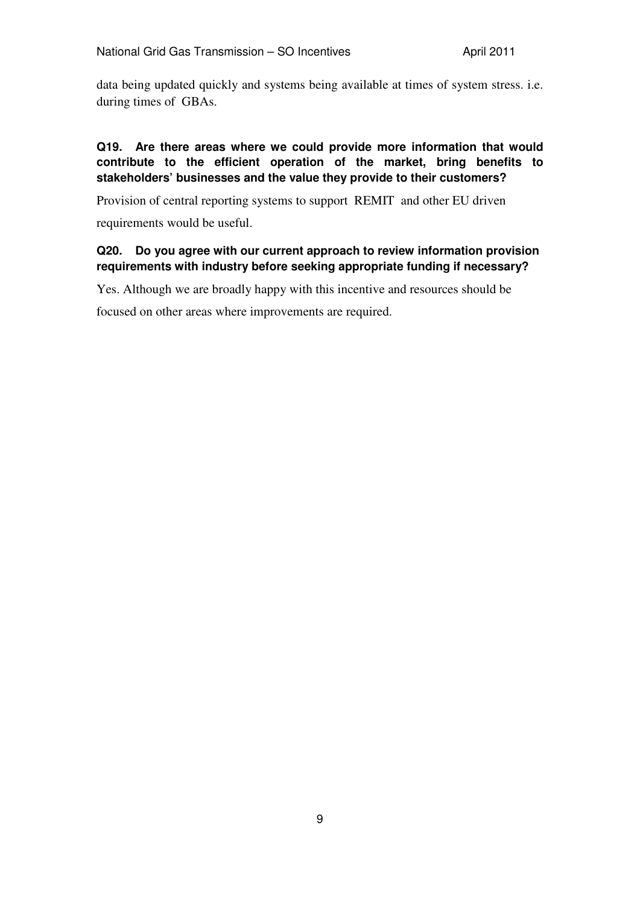data being updated quickly and systems being available at times of system stress. i.e. during times of GBAs.

**Q19. Are there areas where we could provide more information that would contribute to the efficient operation of the market, bring benefits to stakeholders' businesses and the value they provide to their customers?**

Provision of central reporting systems to support REMIT and other EU driven requirements would be useful.

**Q20. Do you agree with our current approach to review information provision requirements with industry before seeking appropriate funding if necessary?**

Yes. Although we are broadly happy with this incentive and resources should be focused on other areas where improvements are required.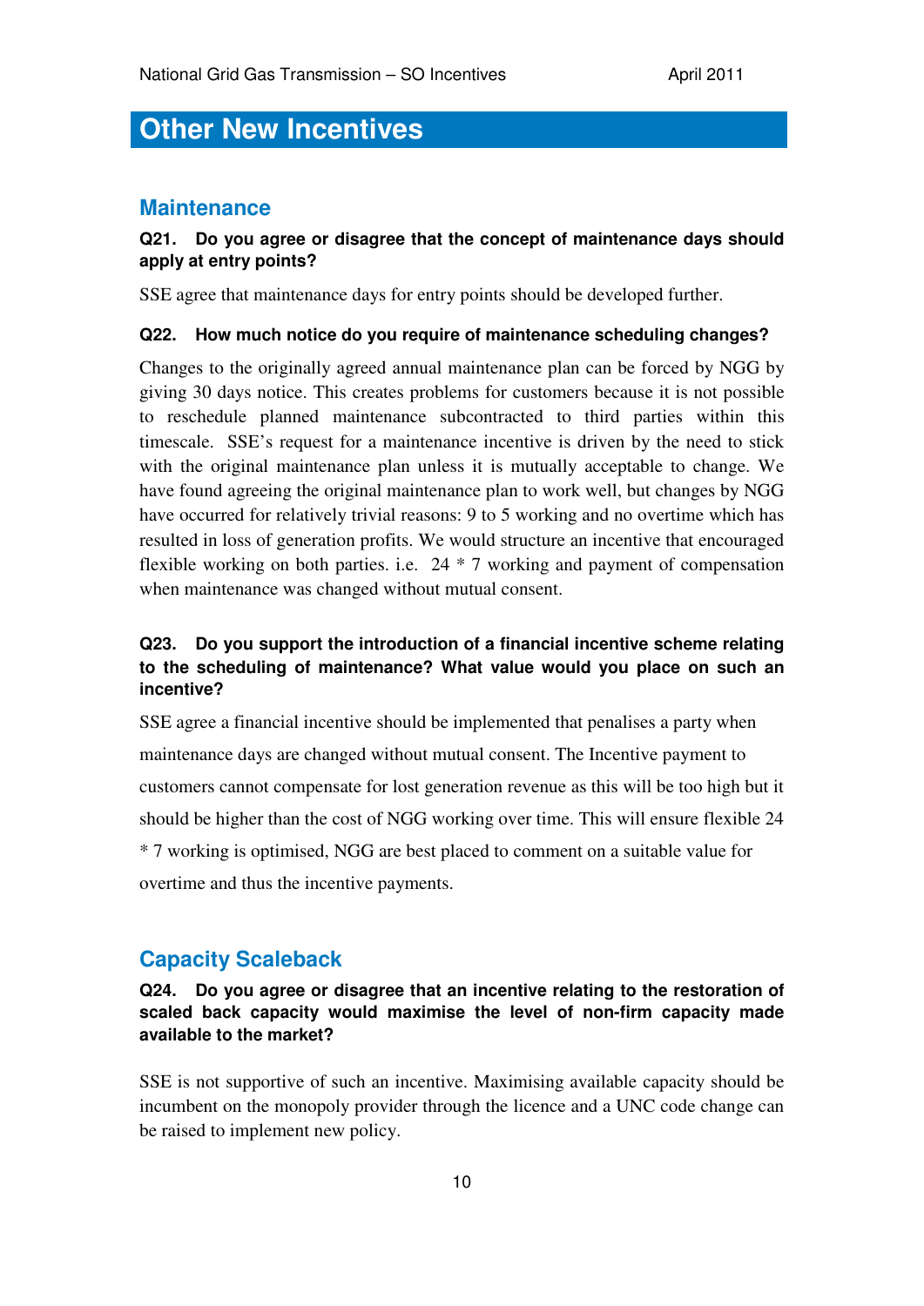## Other New Incentives

### Maintenance

**Q21. Do you agree or disagree that the concept of maintenance days should apply at entry points?**

SSE agree that maintenance days for entry points should be developed further.

**Q22. How much notice do you require of maintenance scheduling changes?**

Changes to the originally agreed annual maintenance plan can be forced by NGG by giving 30 days notice. This creates problems for customers because it is not possible to reschedule planned maintenance subcontracted to third parties within this timescale. SSE's request for a maintenance incentive is driven by the need to stick with the original maintenance plan unless it is mutually acceptable to change. We have found agreeing the original maintenance plan to work well, but changes by NGG have occurred for relatively trivial reasons: 9 to 5 working and no overtime which has resulted in loss of generation profits. We would structure an incentive that encouraged flexible working on both parties. i.e. 24 * 7 working and payment of compensation when maintenance was changed without mutual consent.

**Q23. Do you support the introduction of a financial incentive scheme relating to the scheduling of maintenance? What value would you place on such an incentive?**

SSE agree a financial incentive should be implemented that penalises a party when maintenance days are changed without mutual consent. The Incentive payment to customers cannot compensate for lost generation revenue as this will be too high but it should be higher than the cost of NGG working over time. This will ensure flexible 24 * 7 working is optimised, NGG are best placed to comment on a suitable value for overtime and thus the incentive payments.

### Capacity Scaleback

**Q24. Do you agree or disagree that an incentive relating to the restoration of scaled back capacity would maximise the level of non-firm capacity made available to the market?**

SSE is not supportive of such an incentive. Maximising available capacity should be incumbent on the monopoly provider through the licence and a UNC code change can be raised to implement new policy.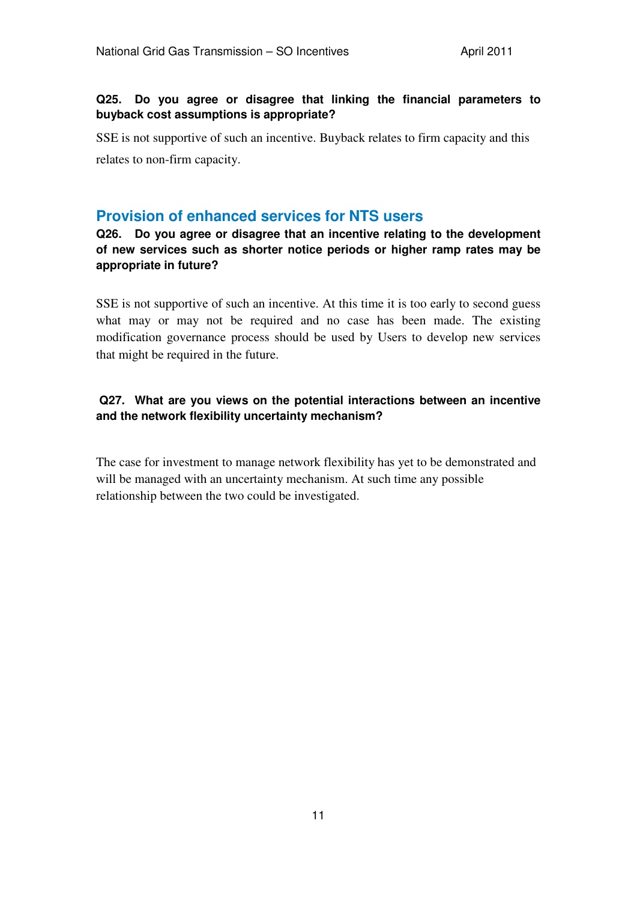**Q25. Do you agree or disagree that linking the financial parameters to buyback cost assumptions is appropriate?**

SSE is not supportive of such an incentive. Buyback relates to firm capacity and this relates to non-firm capacity.

## Provision of enhanced services for NTS users

**Q26. Do you agree or disagree that an incentive relating to the development of new services such as shorter notice periods or higher ramp rates may be appropriate in future?**

SSE is not supportive of such an incentive. At this time it is too early to second guess what may or may not be required and no case has been made. The existing modification governance process should be used by Users to develop new services that might be required in the future.

**Q27. What are you views on the potential interactions between an incentive and the network flexibility uncertainty mechanism?**

The case for investment to manage network flexibility has yet to be demonstrated and will be managed with an uncertainty mechanism. At such time any possible relationship between the two could be investigated.